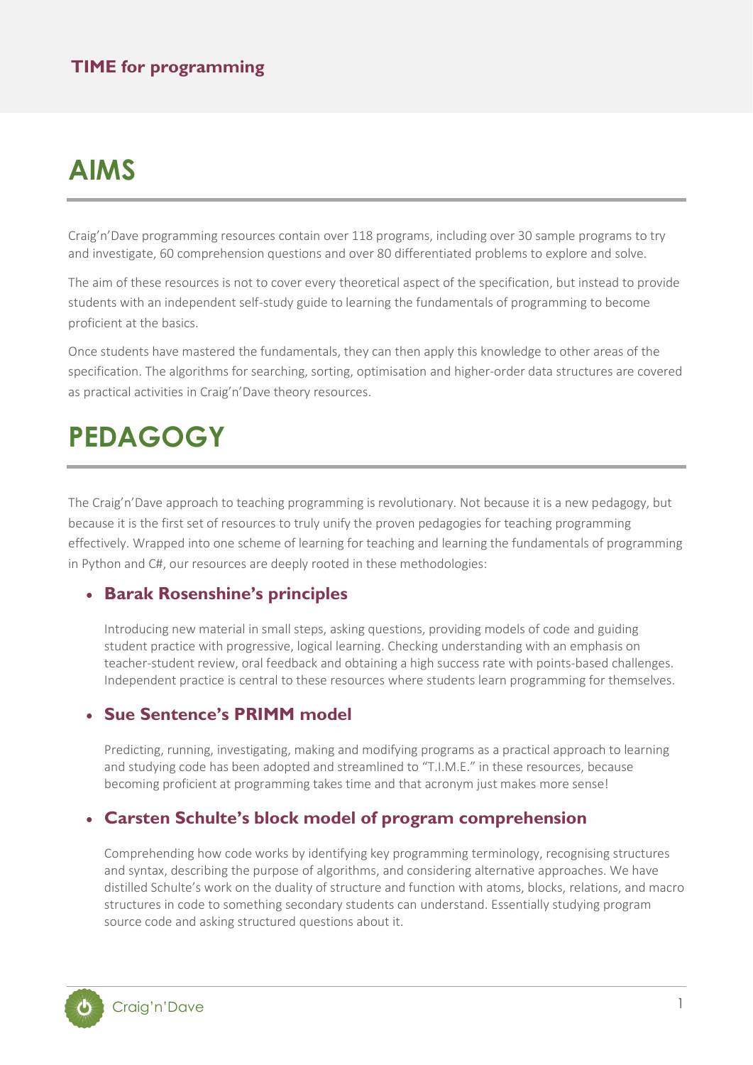# AIMS

Craig'n'Dave programming resources contain over 118 programs, including over 30 sample programs to try and investigate, 60 comprehension questions and over 80 differentiated problems to explore and solve.

The aim of these resources is not to cover every theoretical aspect of the specification, but instead to provide students with an independent self-study guide to learning the fundamentals of programming to become proficient at the basics.

Once students have mastered the fundamentals, they can then apply this knowledge to other areas of the specification. The algorithms for searching, sorting, optimisation and higher-order data structures are covered as practical activities in Craig'n'Dave theory resources.

# PEDAGOGY

The Craig'n'Dave approach to teaching programming is revolutionary. Not because it is a new pedagogy, but because it is the first set of resources to truly unify the proven pedagogies for teaching programming effectively. Wrapped into one scheme of learning for teaching and learning the fundamentals of programming in Python and C#, our resources are deeply rooted in these methodologies:

- ### Barak Rosenshine's principles

  Introducing new material in small steps, asking questions, providing models of code and guiding student practice with progressive, logical learning. Checking understanding with an emphasis on teacher-student review, oral feedback and obtaining a high success rate with points-based challenges. Independent practice is central to these resources where students learn programming for themselves.

- ### Sue Sentence's PRIMM model

  Predicting, running, investigating, making and modifying programs as a practical approach to learning and studying code has been adopted and streamlined to "T.I.M.E." in these resources, because becoming proficient at programming takes time and that acronym just makes more sense!

- ### Carsten Schulte's block model of program comprehension

  Comprehending how code works by identifying key programming terminology, recognising structures and syntax, describing the purpose of algorithms, and considering alternative approaches. We have distilled Schulte's work on the duality of structure and function with atoms, blocks, relations, and macro structures in code to something secondary students can understand. Essentially studying program source code and asking structured questions about it.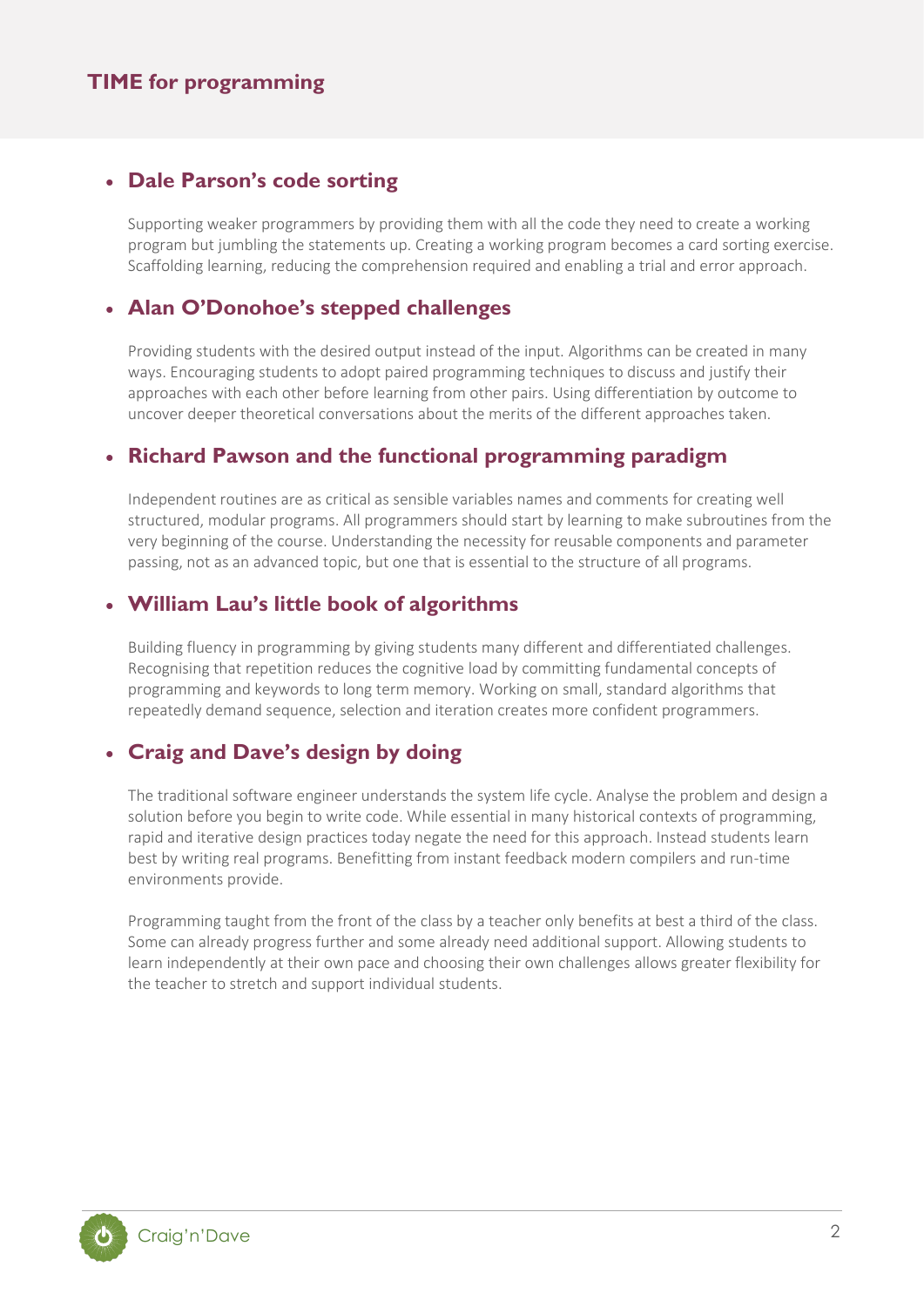## TIME for programming

- ### Dale Parson's code sorting

  Supporting weaker programmers by providing them with all the code they need to create a working program but jumbling the statements up. Creating a working program becomes a card sorting exercise. Scaffolding learning, reducing the comprehension required and enabling a trial and error approach.

- ### Alan O'Donohoe's stepped challenges

  Providing students with the desired output instead of the input. Algorithms can be created in many ways. Encouraging students to adopt paired programming techniques to discuss and justify their approaches with each other before learning from other pairs. Using differentiation by outcome to uncover deeper theoretical conversations about the merits of the different approaches taken.

- ### Richard Pawson and the functional programming paradigm

  Independent routines are as critical as sensible variables names and comments for creating well structured, modular programs. All programmers should start by learning to make subroutines from the very beginning of the course. Understanding the necessity for reusable components and parameter passing, not as an advanced topic, but one that is essential to the structure of all programs.

- ### William Lau's little book of algorithms

  Building fluency in programming by giving students many different and differentiated challenges. Recognising that repetition reduces the cognitive load by committing fundamental concepts of programming and keywords to long term memory. Working on small, standard algorithms that repeatedly demand sequence, selection and iteration creates more confident programmers.

- ### Craig and Dave's design by doing

  The traditional software engineer understands the system life cycle. Analyse the problem and design a solution before you begin to write code. While essential in many historical contexts of programming, rapid and iterative design practices today negate the need for this approach. Instead students learn best by writing real programs. Benefitting from instant feedback modern compilers and run-time environments provide.

  Programming taught from the front of the class by a teacher only benefits at best a third of the class. Some can already progress further and some already need additional support. Allowing students to learn independently at their own pace and choosing their own challenges allows greater flexibility for the teacher to stretch and support individual students.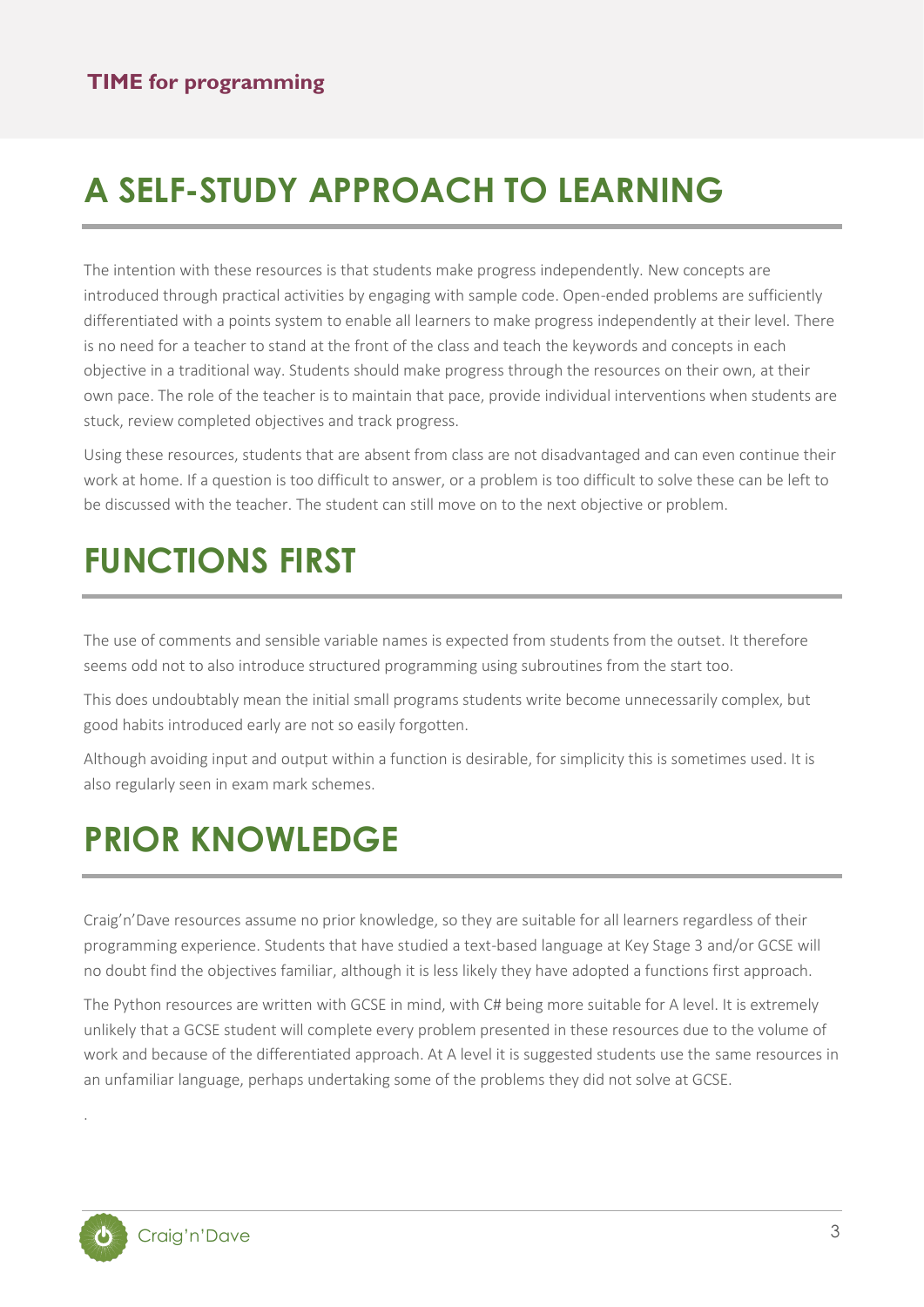# A SELF-STUDY APPROACH TO LEARNING

The intention with these resources is that students make progress independently. New concepts are introduced through practical activities by engaging with sample code. Open-ended problems are sufficiently differentiated with a points system to enable all learners to make progress independently at their level. There is no need for a teacher to stand at the front of the class and teach the keywords and concepts in each objective in a traditional way. Students should make progress through the resources on their own, at their own pace. The role of the teacher is to maintain that pace, provide individual interventions when students are stuck, review completed objectives and track progress.

Using these resources, students that are absent from class are not disadvantaged and can even continue their work at home. If a question is too difficult to answer, or a problem is too difficult to solve these can be left to be discussed with the teacher. The student can still move on to the next objective or problem.

# FUNCTIONS FIRST

The use of comments and sensible variable names is expected from students from the outset. It therefore seems odd not to also introduce structured programming using subroutines from the start too.

This does undoubtably mean the initial small programs students write become unnecessarily complex, but good habits introduced early are not so easily forgotten.

Although avoiding input and output within a function is desirable, for simplicity this is sometimes used. It is also regularly seen in exam mark schemes.

# PRIOR KNOWLEDGE

Craig'n'Dave resources assume no prior knowledge, so they are suitable for all learners regardless of their programming experience. Students that have studied a text-based language at Key Stage 3 and/or GCSE will no doubt find the objectives familiar, although it is less likely they have adopted a functions first approach.

The Python resources are written with GCSE in mind, with C# being more suitable for A level. It is extremely unlikely that a GCSE student will complete every problem presented in these resources due to the volume of work and because of the differentiated approach. At A level it is suggested students use the same resources in an unfamiliar language, perhaps undertaking some of the problems they did not solve at GCSE.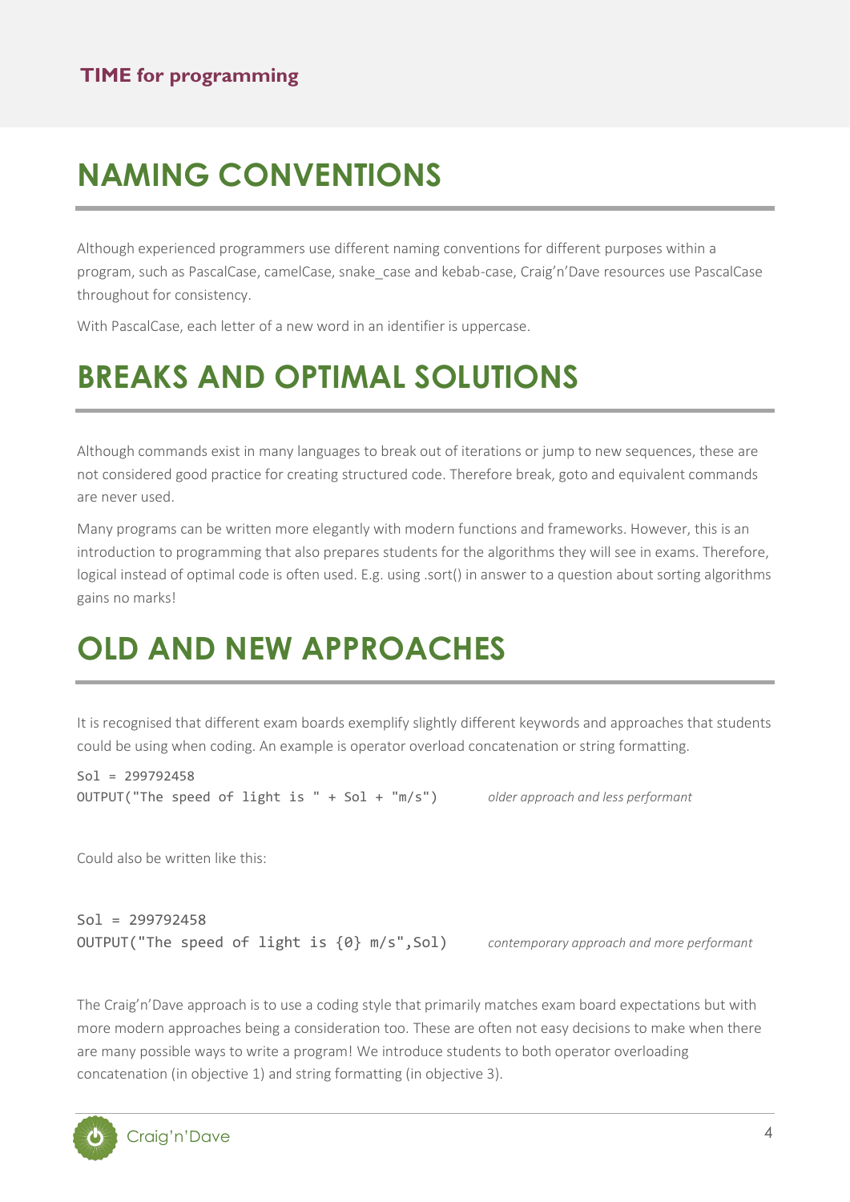# NAMING CONVENTIONS

Although experienced programmers use different naming conventions for different purposes within a program, such as PascalCase, camelCase, snake_case and kebab-case, Craig'n'Dave resources use PascalCase throughout for consistency.

With PascalCase, each letter of a new word in an identifier is uppercase.

# BREAKS AND OPTIMAL SOLUTIONS

Although commands exist in many languages to break out of iterations or jump to new sequences, these are not considered good practice for creating structured code. Therefore break, goto and equivalent commands are never used.

Many programs can be written more elegantly with modern functions and frameworks. However, this is an introduction to programming that also prepares students for the algorithms they will see in exams. Therefore, logical instead of optimal code is often used. E.g. using .sort() in answer to a question about sorting algorithms gains no marks!

# OLD AND NEW APPROACHES

It is recognised that different exam boards exemplify slightly different keywords and approaches that students could be using when coding. An example is operator overload concatenation or string formatting.

```
Sol = 299792458
OUTPUT("The speed of light is " + Sol + "m/s")
```

*older approach and less performant*

Could also be written like this:

```
Sol = 299792458
OUTPUT("The speed of light is {0} m/s",Sol)
```

*contemporary approach and more performant*

The Craig'n'Dave approach is to use a coding style that primarily matches exam board expectations but with more modern approaches being a consideration too. These are often not easy decisions to make when there are many possible ways to write a program! We introduce students to both operator overloading concatenation (in objective 1) and string formatting (in objective 3).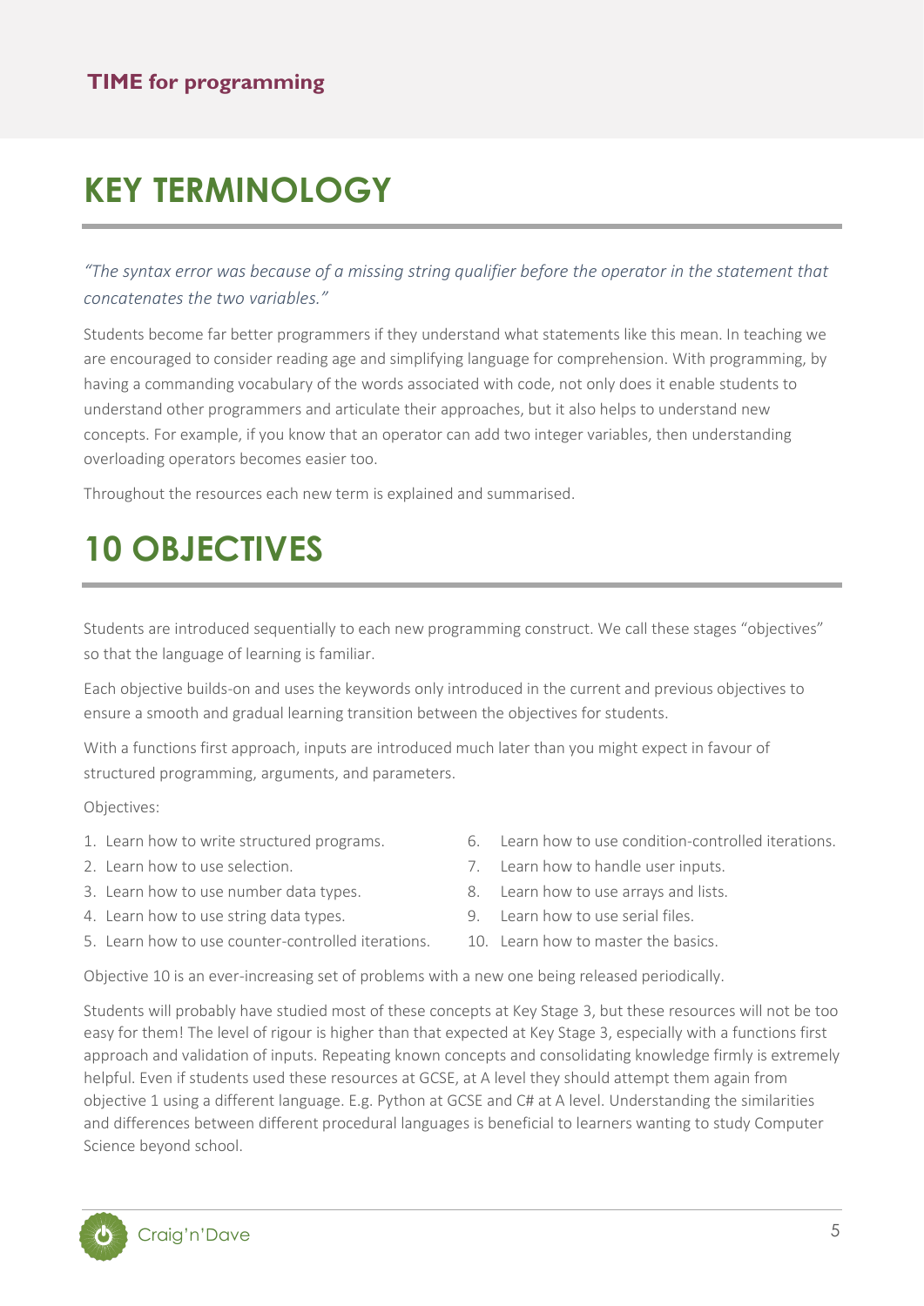# KEY TERMINOLOGY

*"The syntax error was because of a missing string qualifier before the operator in the statement that concatenates the two variables."*

Students become far better programmers if they understand what statements like this mean. In teaching we are encouraged to consider reading age and simplifying language for comprehension. With programming, by having a commanding vocabulary of the words associated with code, not only does it enable students to understand other programmers and articulate their approaches, but it also helps to understand new concepts. For example, if you know that an operator can add two integer variables, then understanding overloading operators becomes easier too.

Throughout the resources each new term is explained and summarised.

# 10 OBJECTIVES

Students are introduced sequentially to each new programming construct. We call these stages "objectives" so that the language of learning is familiar.

Each objective builds-on and uses the keywords only introduced in the current and previous objectives to ensure a smooth and gradual learning transition between the objectives for students.

With a functions first approach, inputs are introduced much later than you might expect in favour of structured programming, arguments, and parameters.

Objectives:

1. Learn how to write structured programs.
2. Learn how to use selection.
3. Learn how to use number data types.
4. Learn how to use string data types.
5. Learn how to use counter-controlled iterations.
6. Learn how to use condition-controlled iterations.
7. Learn how to handle user inputs.
8. Learn how to use arrays and lists.
9. Learn how to use serial files.
10. Learn how to master the basics.

Objective 10 is an ever-increasing set of problems with a new one being released periodically.

Students will probably have studied most of these concepts at Key Stage 3, but these resources will not be too easy for them! The level of rigour is higher than that expected at Key Stage 3, especially with a functions first approach and validation of inputs. Repeating known concepts and consolidating knowledge firmly is extremely helpful. Even if students used these resources at GCSE, at A level they should attempt them again from objective 1 using a different language. E.g. Python at GCSE and C# at A level. Understanding the similarities and differences between different procedural languages is beneficial to learners wanting to study Computer Science beyond school.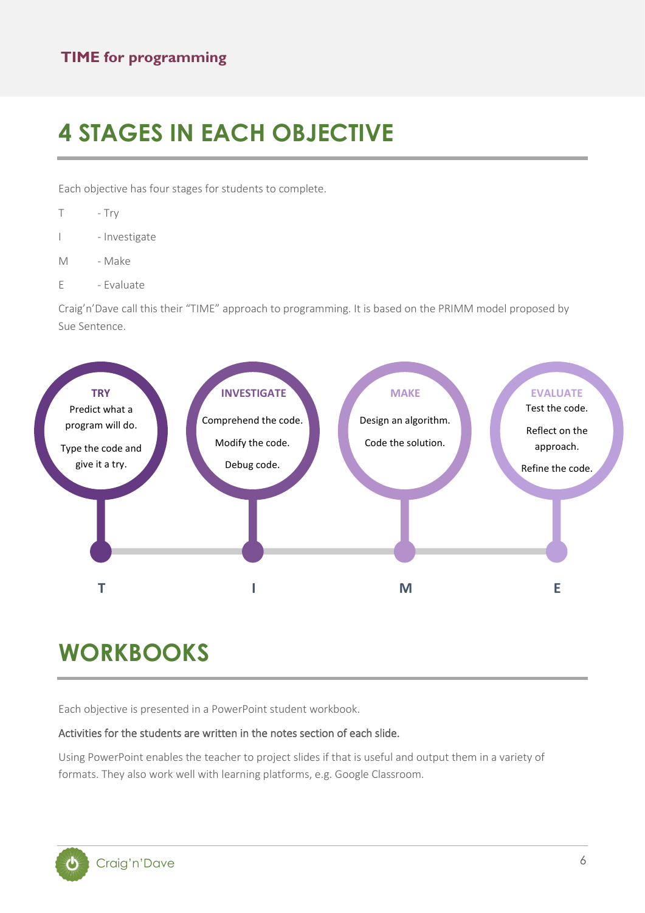# 4 STAGES IN EACH OBJECTIVE

Each objective has four stages for students to complete.

T - Try

I - Investigate

M - Make

E - Evaluate

Craig'n'Dave call this their "TIME" approach to programming. It is based on the PRIMM model proposed by Sue Sentence.

**TRY**
Predict what a program will do.
Type the code and give it a try.

**INVESTIGATE**
Comprehend the code.
Modify the code.
Debug code.

**MAKE**
Design an algorithm.
Code the solution.

**EVALUATE**
Test the code.
Reflect on the approach.
Refine the code.

**T** **I** **M** **E**

# WORKBOOKS

Each objective is presented in a PowerPoint student workbook.

Activities for the students are written in the notes section of each slide.

Using PowerPoint enables the teacher to project slides if that is useful and output them in a variety of formats. They also work well with learning platforms, e.g. Google Classroom.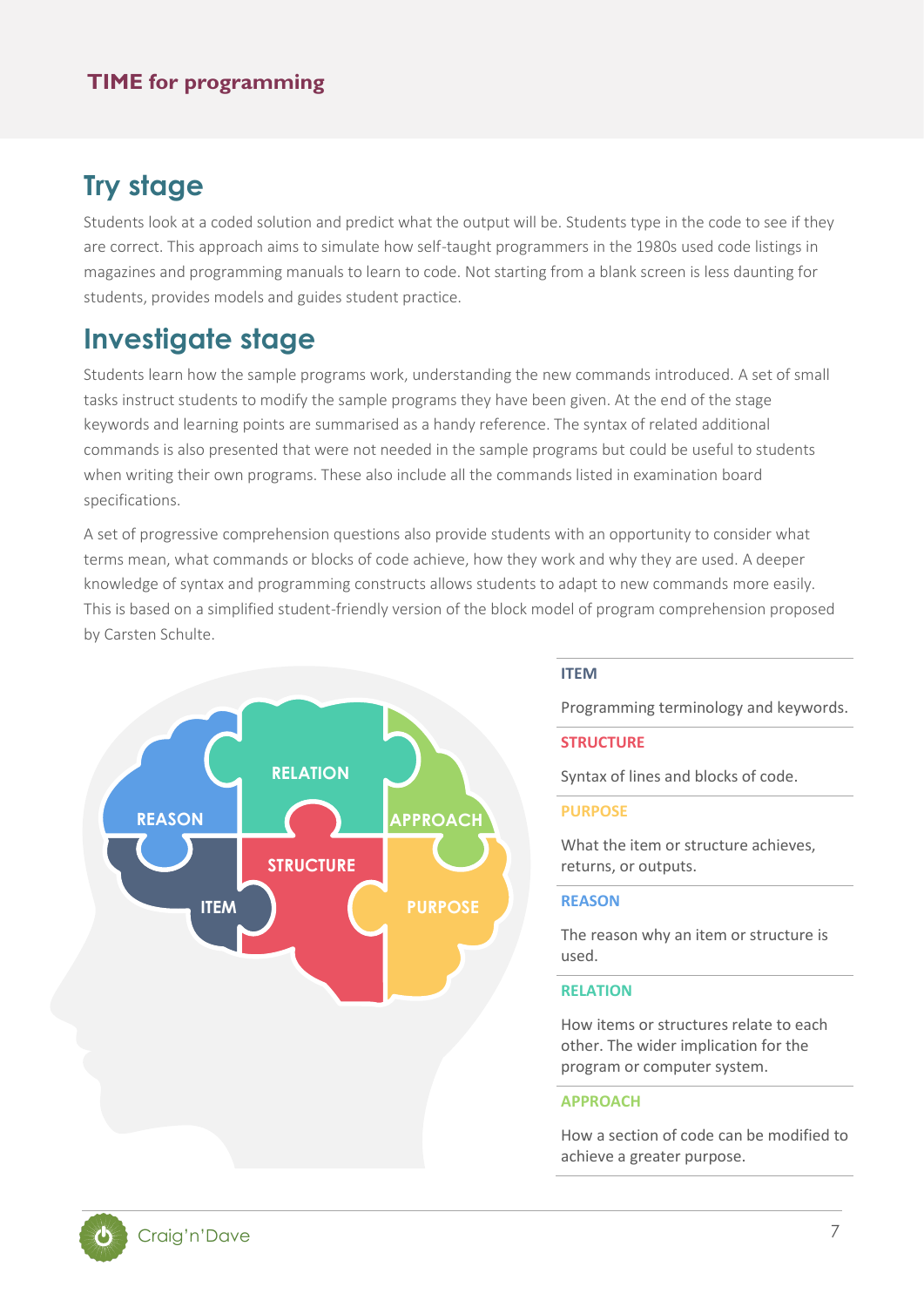## Try stage

Students look at a coded solution and predict what the output will be. Students type in the code to see if they are correct. This approach aims to simulate how self-taught programmers in the 1980s used code listings in magazines and programming manuals to learn to code. Not starting from a blank screen is less daunting for students, provides models and guides student practice.

## Investigate stage

Students learn how the sample programs work, understanding the new commands introduced. A set of small tasks instruct students to modify the sample programs they have been given. At the end of the stage keywords and learning points are summarised as a handy reference. The syntax of related additional commands is also presented that were not needed in the sample programs but could be useful to students when writing their own programs. These also include all the commands listed in examination board specifications.

A set of progressive comprehension questions also provide students with an opportunity to consider what terms mean, what commands or blocks of code achieve, how they work and why they are used. A deeper knowledge of syntax and programming constructs allows students to adapt to new commands more easily. This is based on a simplified student-friendly version of the block model of program comprehension proposed by Carsten Schulte.

**ITEM**

Programming terminology and keywords.

**STRUCTURE**

Syntax of lines and blocks of code.

**PURPOSE**

What the item or structure achieves, returns, or outputs.

**REASON**

The reason why an item or structure is used.

**RELATION**

How items or structures relate to each other. The wider implication for the program or computer system.

**APPROACH**

How a section of code can be modified to achieve a greater purpose.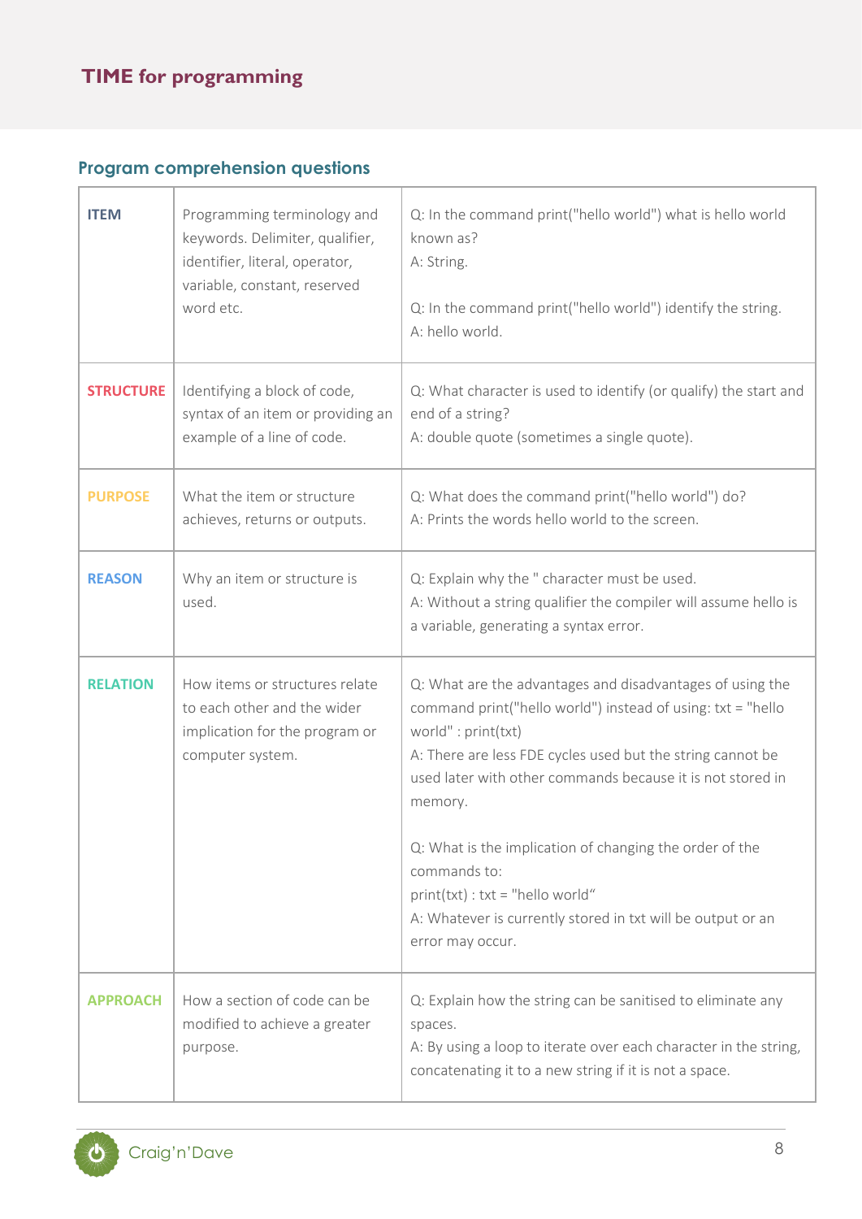## Program comprehension questions

| | | |
|---|---|---|
| **ITEM** | Programming terminology and keywords. Delimiter, qualifier, identifier, literal, operator, variable, constant, reserved word etc. | Q: In the command print("hello world") what is hello world known as?<br>A: String.<br><br>Q: In the command print("hello world") identify the string.<br>A: hello world. |
| **STRUCTURE** | Identifying a block of code, syntax of an item or providing an example of a line of code. | Q: What character is used to identify (or qualify) the start and end of a string?<br>A: double quote (sometimes a single quote). |
| **PURPOSE** | What the item or structure achieves, returns or outputs. | Q: What does the command print("hello world") do?<br>A: Prints the words hello world to the screen. |
| **REASON** | Why an item or structure is used. | Q: Explain why the " character must be used.<br>A: Without a string qualifier the compiler will assume hello is a variable, generating a syntax error. |
| **RELATION** | How items or structures relate to each other and the wider implication for the program or computer system. | Q: What are the advantages and disadvantages of using the command print("hello world") instead of using: txt = "hello world" : print(txt)<br>A: There are less FDE cycles used but the string cannot be used later with other commands because it is not stored in memory.<br><br>Q: What is the implication of changing the order of the commands to:<br>print(txt) : txt = "hello world"<br>A: Whatever is currently stored in txt will be output or an error may occur. |
| **APPROACH** | How a section of code can be modified to achieve a greater purpose. | Q: Explain how the string can be sanitised to eliminate any spaces.<br>A: By using a loop to iterate over each character in the string, concatenating it to a new string if it is not a space. |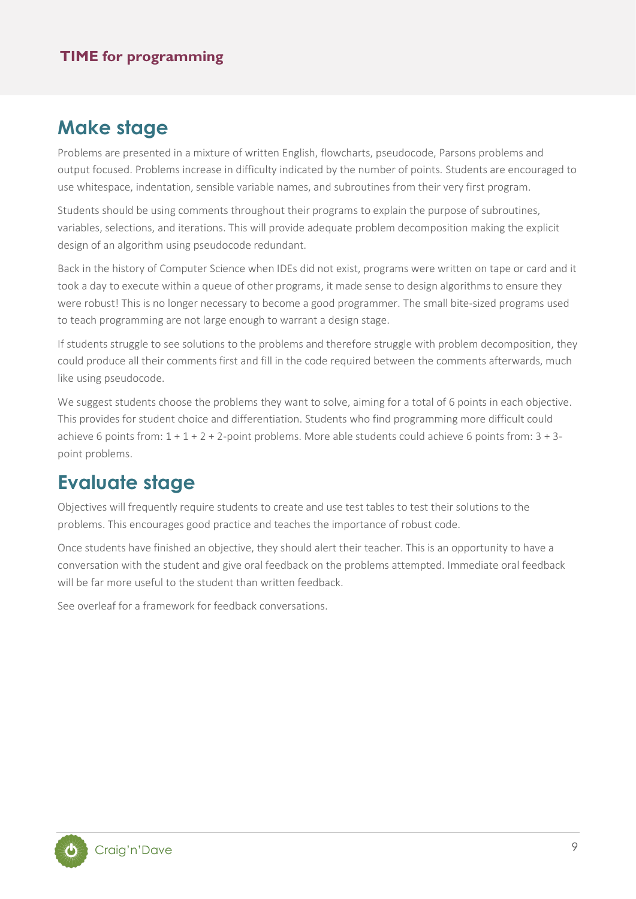## Make stage

Problems are presented in a mixture of written English, flowcharts, pseudocode, Parsons problems and output focused. Problems increase in difficulty indicated by the number of points. Students are encouraged to use whitespace, indentation, sensible variable names, and subroutines from their very first program.

Students should be using comments throughout their programs to explain the purpose of subroutines, variables, selections, and iterations. This will provide adequate problem decomposition making the explicit design of an algorithm using pseudocode redundant.

Back in the history of Computer Science when IDEs did not exist, programs were written on tape or card and it took a day to execute within a queue of other programs, it made sense to design algorithms to ensure they were robust! This is no longer necessary to become a good programmer. The small bite-sized programs used to teach programming are not large enough to warrant a design stage.

If students struggle to see solutions to the problems and therefore struggle with problem decomposition, they could produce all their comments first and fill in the code required between the comments afterwards, much like using pseudocode.

We suggest students choose the problems they want to solve, aiming for a total of 6 points in each objective. This provides for student choice and differentiation. Students who find programming more difficult could achieve 6 points from: 1 + 1 + 2 + 2-point problems. More able students could achieve 6 points from: 3 + 3-point problems.

## Evaluate stage

Objectives will frequently require students to create and use test tables to test their solutions to the problems. This encourages good practice and teaches the importance of robust code.

Once students have finished an objective, they should alert their teacher. This is an opportunity to have a conversation with the student and give oral feedback on the problems attempted. Immediate oral feedback will be far more useful to the student than written feedback.

See overleaf for a framework for feedback conversations.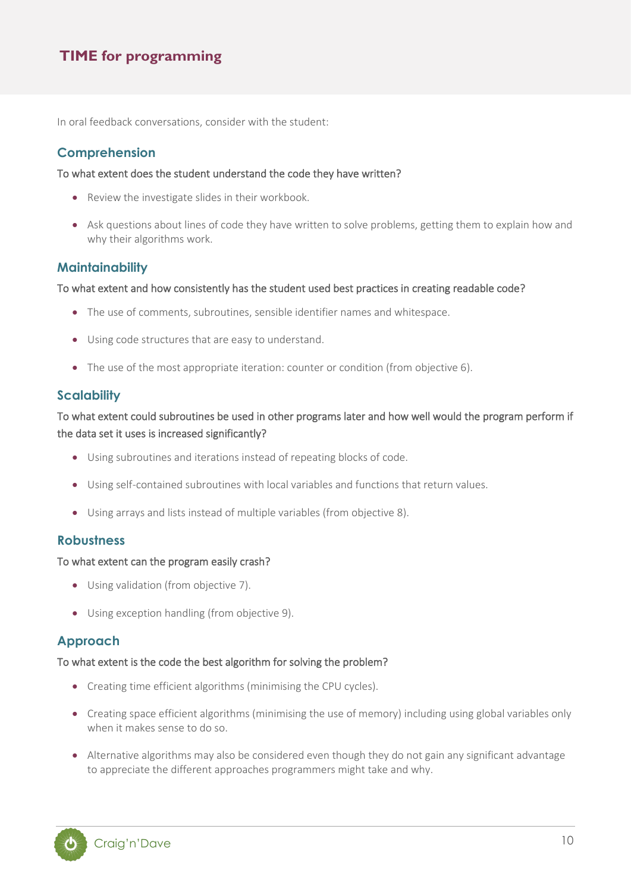# TIME for programming

In oral feedback conversations, consider with the student:

## Comprehension

To what extent does the student understand the code they have written?

- Review the investigate slides in their workbook.
- Ask questions about lines of code they have written to solve problems, getting them to explain how and why their algorithms work.

## Maintainability

To what extent and how consistently has the student used best practices in creating readable code?

- The use of comments, subroutines, sensible identifier names and whitespace.
- Using code structures that are easy to understand.
- The use of the most appropriate iteration: counter or condition (from objective 6).

## Scalability

To what extent could subroutines be used in other programs later and how well would the program perform if the data set it uses is increased significantly?

- Using subroutines and iterations instead of repeating blocks of code.
- Using self-contained subroutines with local variables and functions that return values.
- Using arrays and lists instead of multiple variables (from objective 8).

## Robustness

To what extent can the program easily crash?

- Using validation (from objective 7).
- Using exception handling (from objective 9).

## Approach

To what extent is the code the best algorithm for solving the problem?

- Creating time efficient algorithms (minimising the CPU cycles).
- Creating space efficient algorithms (minimising the use of memory) including using global variables only when it makes sense to do so.
- Alternative algorithms may also be considered even though they do not gain any significant advantage to appreciate the different approaches programmers might take and why.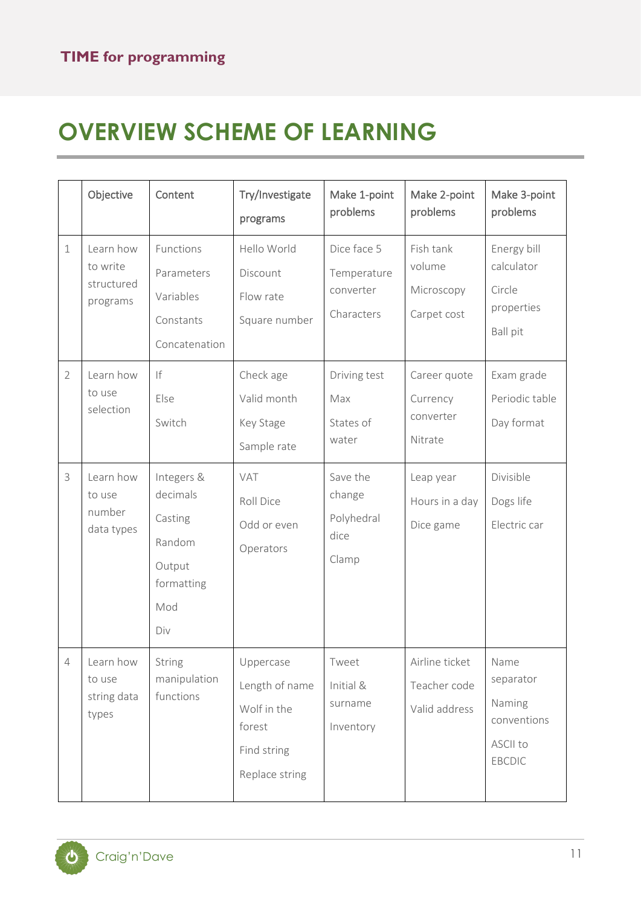# OVERVIEW SCHEME OF LEARNING

| | Objective | Content | Try/Investigate programs | Make 1-point problems | Make 2-point problems | Make 3-point problems |
|---|---|---|---|---|---|---|
| 1 | Learn how to write structured programs | Functions<br>Parameters<br>Variables<br>Constants<br>Concatenation | Hello World<br>Discount<br>Flow rate<br>Square number | Dice face 5<br>Temperature converter<br>Characters | Fish tank volume<br>Microscopy<br>Carpet cost | Energy bill calculator<br>Circle properties<br>Ball pit |
| 2 | Learn how to use selection | If<br>Else<br>Switch | Check age<br>Valid month<br>Key Stage<br>Sample rate | Driving test<br>Max<br>States of water | Career quote<br>Currency converter<br>Nitrate | Exam grade<br>Periodic table<br>Day format |
| 3 | Learn how to use number data types | Integers & decimals<br>Casting<br>Random<br>Output formatting<br>Mod<br>Div | VAT<br>Roll Dice<br>Odd or even<br>Operators | Save the change<br>Polyhedral dice<br>Clamp | Leap year<br>Hours in a day<br>Dice game | Divisible<br>Dogs life<br>Electric car |
| 4 | Learn how to use string data types | String manipulation functions | Uppercase<br>Length of name<br>Wolf in the forest<br>Find string<br>Replace string | Tweet<br>Initial & surname<br>Inventory | Airline ticket<br>Teacher code<br>Valid address | Name separator<br>Naming conventions<br>ASCII to EBCDIC |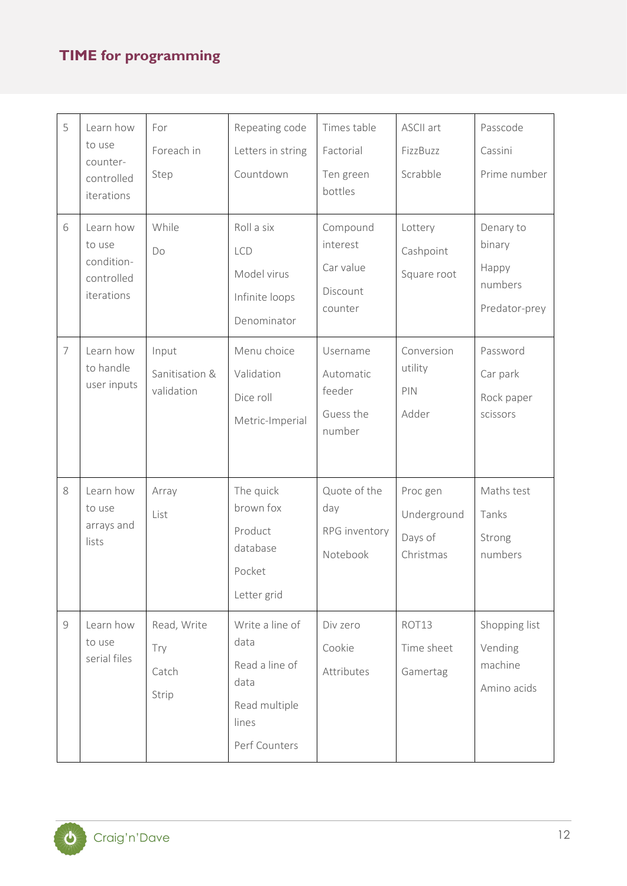| 5 | Learn how to use counter-controlled iterations | For<br>Foreach in<br>Step | Repeating code<br>Letters in string<br>Countdown | Times table<br>Factorial<br>Ten green bottles | ASCII art<br>FizzBuzz<br>Scrabble | Passcode<br>Cassini<br>Prime number |
|---|---|---|---|---|---|---|
| 6 | Learn how to use condition-controlled iterations | While<br>Do | Roll a six<br>LCD<br>Model virus<br>Infinite loops<br>Denominator | Compound interest<br>Car value<br>Discount counter | Lottery<br>Cashpoint<br>Square root | Denary to binary<br>Happy numbers<br>Predator-prey |
| 7 | Learn how to handle user inputs | Input<br>Sanitisation & validation | Menu choice<br>Validation<br>Dice roll<br>Metric-Imperial | Username<br>Automatic feeder<br>Guess the number | Conversion utility<br>PIN<br>Adder | Password<br>Car park<br>Rock paper scissors |
| 8 | Learn how to use arrays and lists | Array<br>List | The quick brown fox<br>Product database<br>Pocket<br>Letter grid | Quote of the day<br>RPG inventory<br>Notebook | Proc gen<br>Underground<br>Days of Christmas | Maths test<br>Tanks<br>Strong numbers |
| 9 | Learn how to use serial files | Read, Write<br>Try<br>Catch<br>Strip | Write a line of data<br>Read a line of data<br>Read multiple lines<br>Perf Counters | Div zero<br>Cookie<br>Attributes | ROT13<br>Time sheet<br>Gamertag | Shopping list<br>Vending machine<br>Amino acids |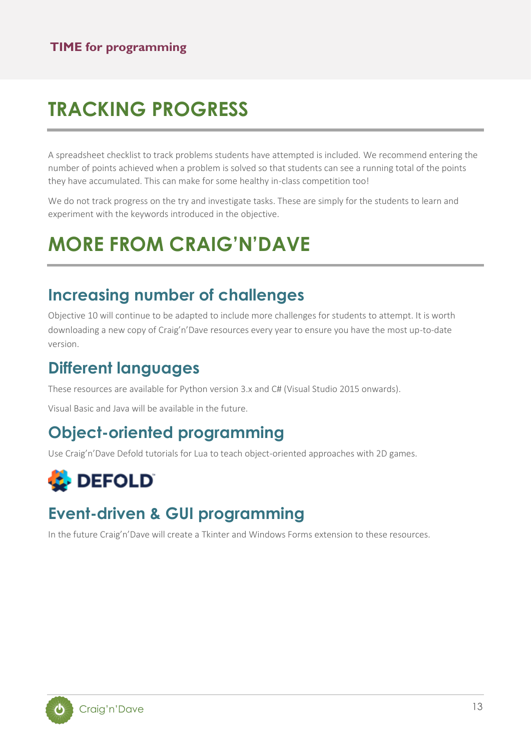# TRACKING PROGRESS

A spreadsheet checklist to track problems students have attempted is included. We recommend entering the number of points achieved when a problem is solved so that students can see a running total of the points they have accumulated. This can make for some healthy in-class competition too!

We do not track progress on the try and investigate tasks. These are simply for the students to learn and experiment with the keywords introduced in the objective.

# MORE FROM CRAIG'N'DAVE

## Increasing number of challenges

Objective 10 will continue to be adapted to include more challenges for students to attempt. It is worth downloading a new copy of Craig'n'Dave resources every year to ensure you have the most up-to-date version.

## Different languages

These resources are available for Python version 3.x and C# (Visual Studio 2015 onwards).

Visual Basic and Java will be available in the future.

## Object-oriented programming

Use Craig'n'Dave Defold tutorials for Lua to teach object-oriented approaches with 2D games.

DEFOLD

## Event-driven & GUI programming

In the future Craig'n'Dave will create a Tkinter and Windows Forms extension to these resources.